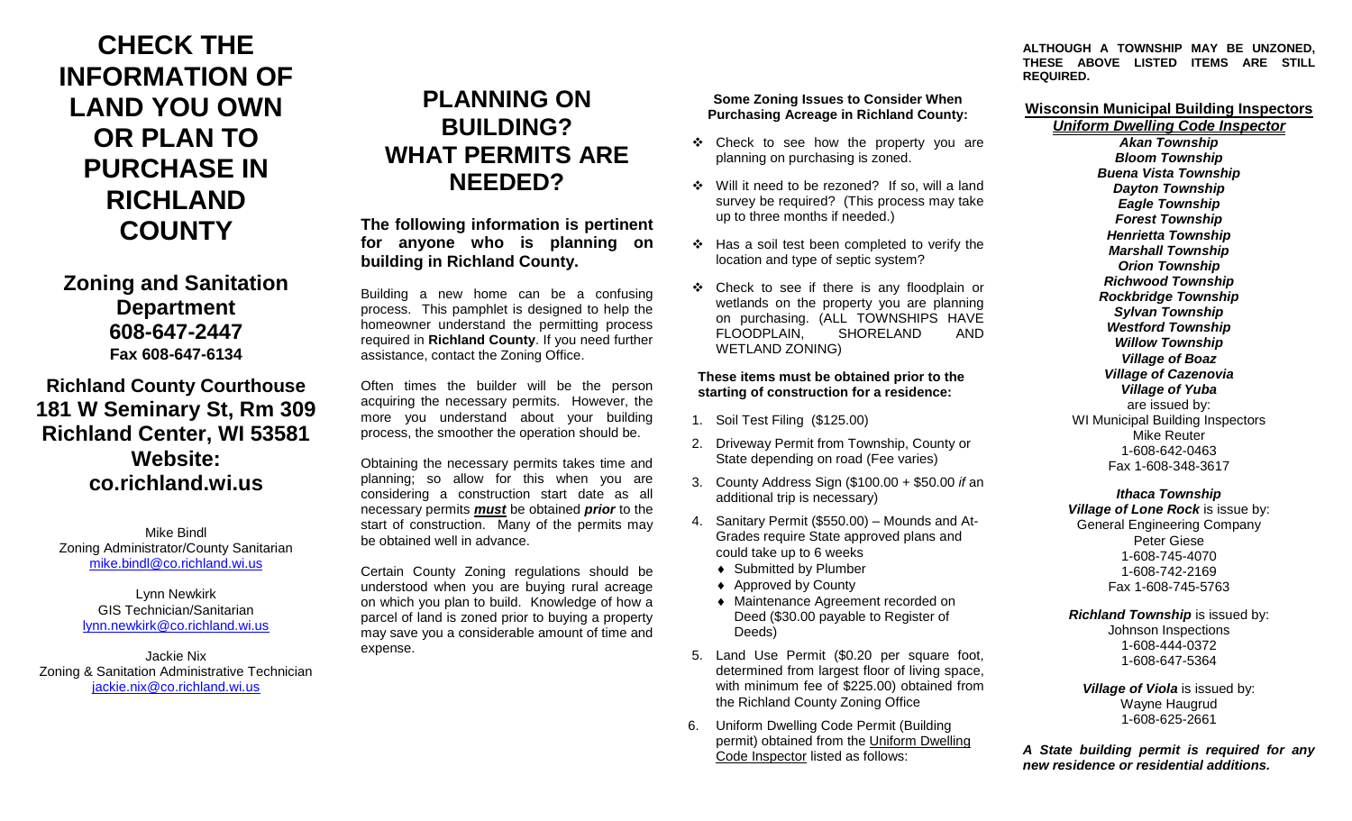# CHECK THE INFORMATION OF LAND YOU OWN OR PLAN TO PURCHASE IN RICHLAND COUNTY

## Zoning and Sanitation Department
## 608-647-2447
**Fax 608-647-6134**

## Richland County Courthouse
## 181 W Seminary St, Rm 309
## Richland Center, WI 53581
## Website:
## co.richland.wi.us

Mike Bindl
Zoning Administrator/County Sanitarian
mike.bindl@co.richland.wi.us

Lynn Newkirk
GIS Technician/Sanitarian
lynn.newkirk@co.richland.wi.us

Jackie Nix
Zoning & Sanitation Administrative Technician
jackie.nix@co.richland.wi.us

# PLANNING ON BUILDING? WHAT PERMITS ARE NEEDED?

### The following information is pertinent for anyone who is planning on building in Richland County.

Building a new home can be a confusing process. This pamphlet is designed to help the homeowner understand the permitting process required in **Richland County**. If you need further assistance, contact the Zoning Office.

Often times the builder will be the person acquiring the necessary permits. However, the more you understand about your building process, the smoother the operation should be.

Obtaining the necessary permits takes time and planning; so allow for this when you are considering a construction start date as all necessary permits ***must*** be obtained ***prior*** to the start of construction. Many of the permits may be obtained well in advance.

Certain County Zoning regulations should be understood when you are buying rural acreage on which you plan to build. Knowledge of how a parcel of land is zoned prior to buying a property may save you a considerable amount of time and expense.

**Some Zoning Issues to Consider When Purchasing Acreage in Richland County:**

- Check to see how the property you are planning on purchasing is zoned.
- Will it need to be rezoned? If so, will a land survey be required? (This process may take up to three months if needed.)
- Has a soil test been completed to verify the location and type of septic system?
- Check to see if there is any floodplain or wetlands on the property you are planning on purchasing. (ALL TOWNSHIPS HAVE FLOODPLAIN, SHORELAND AND WETLAND ZONING)

**These items must be obtained prior to the starting of construction for a residence:**

1. Soil Test Filing ($125.00)
2. Driveway Permit from Township, County or State depending on road (Fee varies)
3. County Address Sign ($100.00 + $50.00 *if* an additional trip is necessary)
4. Sanitary Permit ($550.00) – Mounds and At-Grades require State approved plans and could take up to 6 weeks
   - Submitted by Plumber
   - Approved by County
   - Maintenance Agreement recorded on Deed ($30.00 payable to Register of Deeds)
5. Land Use Permit ($0.20 per square foot, determined from largest floor of living space, with minimum fee of $225.00) obtained from the Richland County Zoning Office
6. Uniform Dwelling Code Permit (Building permit) obtained from the Uniform Dwelling Code Inspector listed as follows:

**ALTHOUGH A TOWNSHIP MAY BE UNZONED, THESE ABOVE LISTED ITEMS ARE STILL REQUIRED.**

**Wisconsin Municipal Building Inspectors**
***Uniform Dwelling Code Inspector***

***Akan Township***
***Bloom Township***
***Buena Vista Township***
***Dayton Township***
***Eagle Township***
***Forest Township***
***Henrietta Township***
***Marshall Township***
***Orion Township***
***Richwood Township***
***Rockbridge Township***
***Sylvan Township***
***Westford Township***
***Willow Township***
***Village of Boaz***
***Village of Cazenovia***
***Village of Yuba***
are issued by:
WI Municipal Building Inspectors
Mike Reuter
1-608-642-0463
Fax 1-608-348-3617

***Ithaca Township***
***Village of Lone Rock*** is issue by:
General Engineering Company
Peter Giese
1-608-745-4070
1-608-742-2169
Fax 1-608-745-5763

***Richland Township*** is issued by:
Johnson Inspections
1-608-444-0372
1-608-647-5364

***Village of Viola*** is issued by:
Wayne Haugrud
1-608-625-2661

***A State building permit is required for any new residence or residential additions.***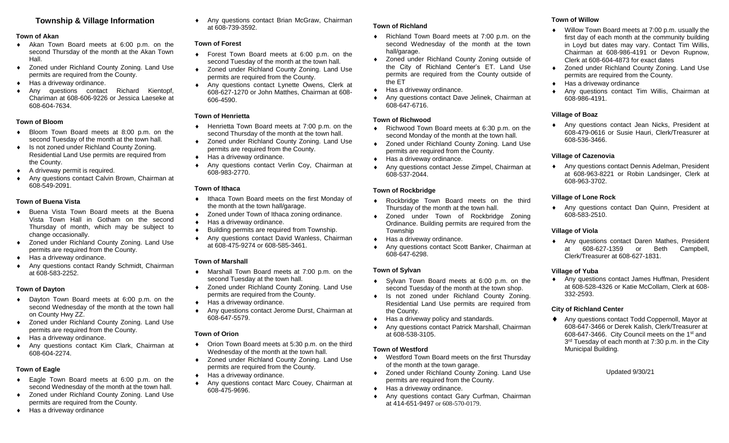# Township & Village Information

### Town of Akan

- Akan Town Board meets at 6:00 p.m. on the second Thursday of the month at the Akan Town Hall.
- Zoned under Richland County Zoning. Land Use permits are required from the County.
- Has a driveway ordinance.
- Any questions contact Richard Kientopf, Chariman at 608-606-9226 or Jessica Laeseke at 608-604-7634.

### Town of Bloom

- Bloom Town Board meets at 8:00 p.m. on the second Tuesday of the month at the town hall.
- Is not zoned under Richland County Zoning. Residential Land Use permits are required from the County.
- A driveway permit is required.
- Any questions contact Calvin Brown, Chairman at 608-549-2091.

### Town of Buena Vista

- Buena Vista Town Board meets at the Buena Vista Town Hall in Gotham on the second Thursday of month, which may be subject to change occasionally.
- Zoned under Richland County Zoning. Land Use permits are required from the County.
- Has a driveway ordinance.
- Any questions contact Randy Schmidt, Chairman at 608-583-2252.

### Town of Dayton

- Dayton Town Board meets at 6:00 p.m. on the second Wednesday of the month at the town hall on County Hwy ZZ.
- Zoned under Richland County Zoning. Land Use permits are required from the County.
- Has a driveway ordinance.
- Any questions contact Kim Clark, Chairman at 608-604-2274.

### Town of Eagle

- Eagle Town Board meets at 6:00 p.m. on the second Wednesday of the month at the town hall.
- Zoned under Richland County Zoning. Land Use permits are required from the County.
- Has a driveway ordinance
- Any questions contact Brian McGraw, Chairman at 608-739-3592.

### Town of Forest

- Forest Town Board meets at 6:00 p.m. on the second Tuesday of the month at the town hall.
- Zoned under Richland County Zoning. Land Use permits are required from the County.
- Any questions contact Lynette Owens, Clerk at 608-627-1270 or John Matthes, Chairman at 608-606-4590.

### Town of Henrietta

- Henrietta Town Board meets at 7:00 p.m. on the second Thursday of the month at the town hall.
- Zoned under Richland County Zoning. Land Use permits are required from the County.
- Has a driveway ordinance.
- Any questions contact Verlin Coy, Chairman at 608-983-2770.

### Town of Ithaca

- Ithaca Town Board meets on the first Monday of the month at the town hall/garage.
- Zoned under Town of Ithaca zoning ordinance.
- Has a driveway ordinance.
- Building permits are required from Township.
- Any questions contact David Wanless, Chairman at 608-475-9274 or 608-585-3461.

### Town of Marshall

- Marshall Town Board meets at 7:00 p.m. on the second Tuesday at the town hall.
- Zoned under Richland County Zoning. Land Use permits are required from the County.
- Has a driveway ordinance.
- Any questions contact Jerome Durst, Chairman at 608-647-5579.

### Town of Orion

- Orion Town Board meets at 5:30 p.m. on the third Wednesday of the month at the town hall.
- Zoned under Richland County Zoning. Land Use permits are required from the County.
- Has a driveway ordinance.
- Any questions contact Marc Couey, Chairman at 608-475-9696.

### Town of Richland

- Richland Town Board meets at 7:00 p.m. on the second Wednesday of the month at the town hall/garage.
- Zoned under Richland County Zoning outside of the City of Richland Center's ET. Land Use permits are required from the County outside of the ET
- Has a driveway ordinance.
- Any questions contact Dave Jelinek, Chairman at 608-647-6716.

### Town of Richwood

- Richwood Town Board meets at 6:30 p.m. on the second Monday of the month at the town hall.
- Zoned under Richland County Zoning. Land Use permits are required from the County.
- Has a driveway ordinance.
- Any questions contact Jesse Zimpel, Chairman at 608-537-2044.

### Town of Rockbridge

- Rockbridge Town Board meets on the third Thursday of the month at the town hall.
- Zoned under Town of Rockbridge Zoning Ordinance. Building permits are required from the Township
- Has a driveway ordinance.
- Any questions contact Scott Banker, Chairman at 608-647-6298.

### Town of Sylvan

- Sylvan Town Board meets at 6:00 p.m. on the second Tuesday of the month at the town shop.
- Is not zoned under Richland County Zoning. Residential Land Use permits are required from the County.
- Has a driveway policy and standards.
- Any questions contact Patrick Marshall, Chairman at 608-538-3105.

### Town of Westford

- Westford Town Board meets on the first Thursday of the month at the town garage.
- Zoned under Richland County Zoning. Land Use permits are required from the County.
- Has a driveway ordinance.
- Any questions contact Gary Curfman, Chairman at 414-651-9497 or 608-570-0179.

### Town of Willow

- Willow Town Board meets at 7:00 p.m. usually the first day of each month at the community building in Loyd but dates may vary. Contact Tim Willis, Chairman at 608-986-4191 or Devon Rupnow, Clerk at 608-604-4873 for exact dates
- Zoned under Richland County Zoning. Land Use permits are required from the County.
- Has a driveway ordinance
- Any questions contact Tim Willis, Chairman at 608-986-4191.

### Village of Boaz

- Any questions contact Jean Nicks, President at 608-479-0616 or Susie Hauri, Clerk/Treasurer at 608-536-3466.

### Village of Cazenovia

- Any questions contact Dennis Adelman, President at 608-963-8221 or Robin Landsinger, Clerk at 608-963-3702.

### Village of Lone Rock

- Any questions contact Dan Quinn, President at 608-583-2510.

### Village of Viola

- Any questions contact Daren Mathes, President at 608-627-1359 or Beth Campbell, Clerk/Treasurer at 608-627-1831.

### Village of Yuba

- Any questions contact James Huffman, President at 608-528-4326 or Katie McCollam, Clerk at 608-332-2593.

### City of Richland Center

- Any questions contact Todd Coppernoll, Mayor at 608-647-3466 or Derek Kalish, Clerk/Treasurer at 608-647-3466. City Council meets on the 1st and 3rd Tuesday of each month at 7:30 p.m. in the City Municipal Building.

Updated 9/30/21